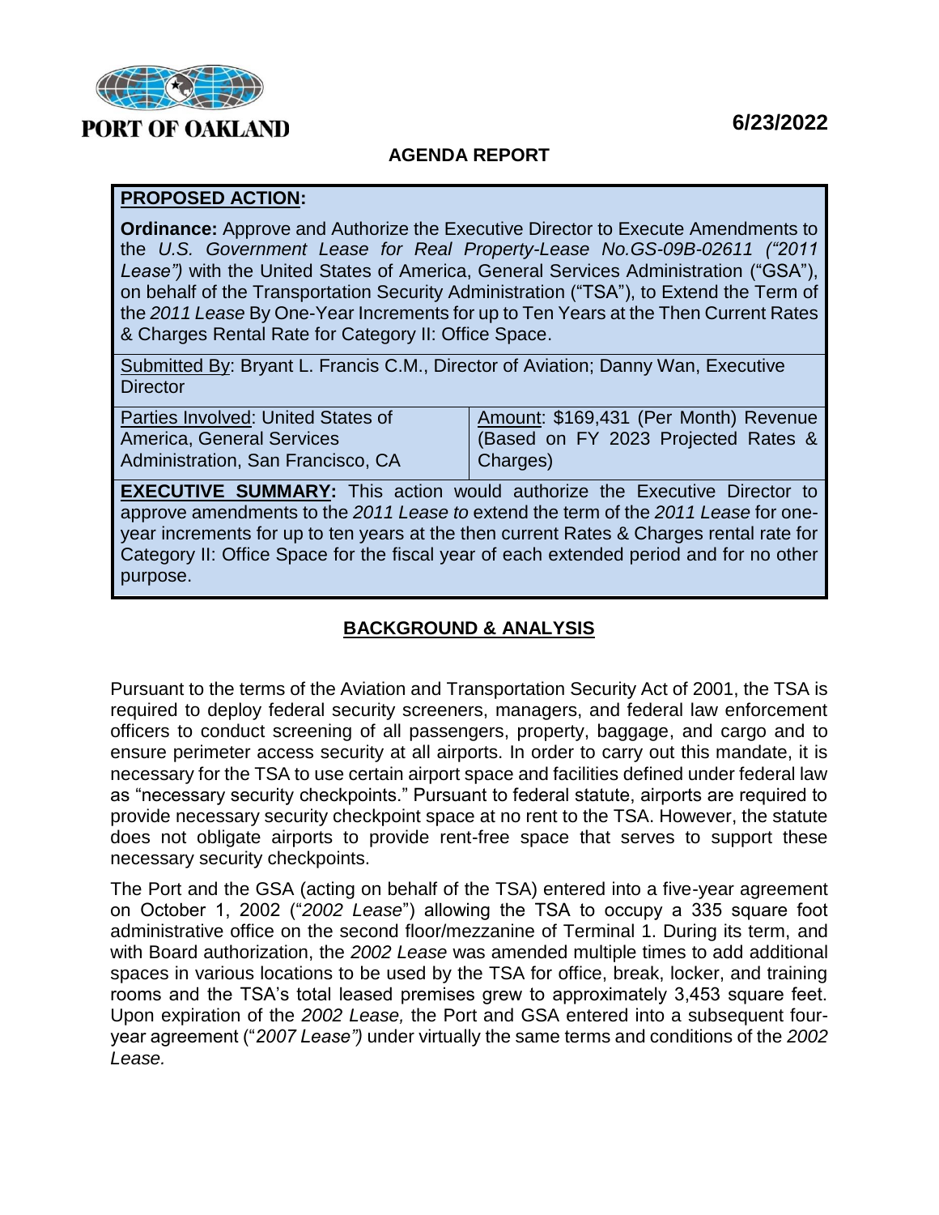PORT OF OAKLAND

**6/23/2022**

**AGENDA REPORT**

**PROPOSED ACTION:**

**Ordinance:** Approve and Authorize the Executive Director to Execute Amendments to the *U.S. Government Lease for Real Property-Lease No.GS-09B-02611 ("2011 Lease")* with the United States of America, General Services Administration ("GSA"), on behalf of the Transportation Security Administration ("TSA"), to Extend the Term of the *2011 Lease* By One-Year Increments for up to Ten Years at the Then Current Rates & Charges Rental Rate for Category II: Office Space.

Submitted By: Bryant L. Francis C.M., Director of Aviation; Danny Wan, Executive Director

| Parties Involved: United States of America, General Services Administration, San Francisco, CA | Amount: $169,431 (Per Month) Revenue (Based on FY 2023 Projected Rates & Charges) |
| --- | --- |

**EXECUTIVE SUMMARY:** This action would authorize the Executive Director to approve amendments to the *2011 Lease to* extend the term of the *2011 Lease* for one-year increments for up to ten years at the then current Rates & Charges rental rate for Category II: Office Space for the fiscal year of each extended period and for no other purpose.

## BACKGROUND & ANALYSIS

Pursuant to the terms of the Aviation and Transportation Security Act of 2001, the TSA is required to deploy federal security screeners, managers, and federal law enforcement officers to conduct screening of all passengers, property, baggage, and cargo and to ensure perimeter access security at all airports. In order to carry out this mandate, it is necessary for the TSA to use certain airport space and facilities defined under federal law as "necessary security checkpoints." Pursuant to federal statute, airports are required to provide necessary security checkpoint space at no rent to the TSA. However, the statute does not obligate airports to provide rent-free space that serves to support these necessary security checkpoints.

The Port and the GSA (acting on behalf of the TSA) entered into a five-year agreement on October 1, 2002 ("*2002 Lease*") allowing the TSA to occupy a 335 square foot administrative office on the second floor/mezzanine of Terminal 1. During its term, and with Board authorization, the *2002 Lease* was amended multiple times to add additional spaces in various locations to be used by the TSA for office, break, locker, and training rooms and the TSA's total leased premises grew to approximately 3,453 square feet. Upon expiration of the *2002 Lease,* the Port and GSA entered into a subsequent four-year agreement ("*2007 Lease")* under virtually the same terms and conditions of the *2002 Lease.*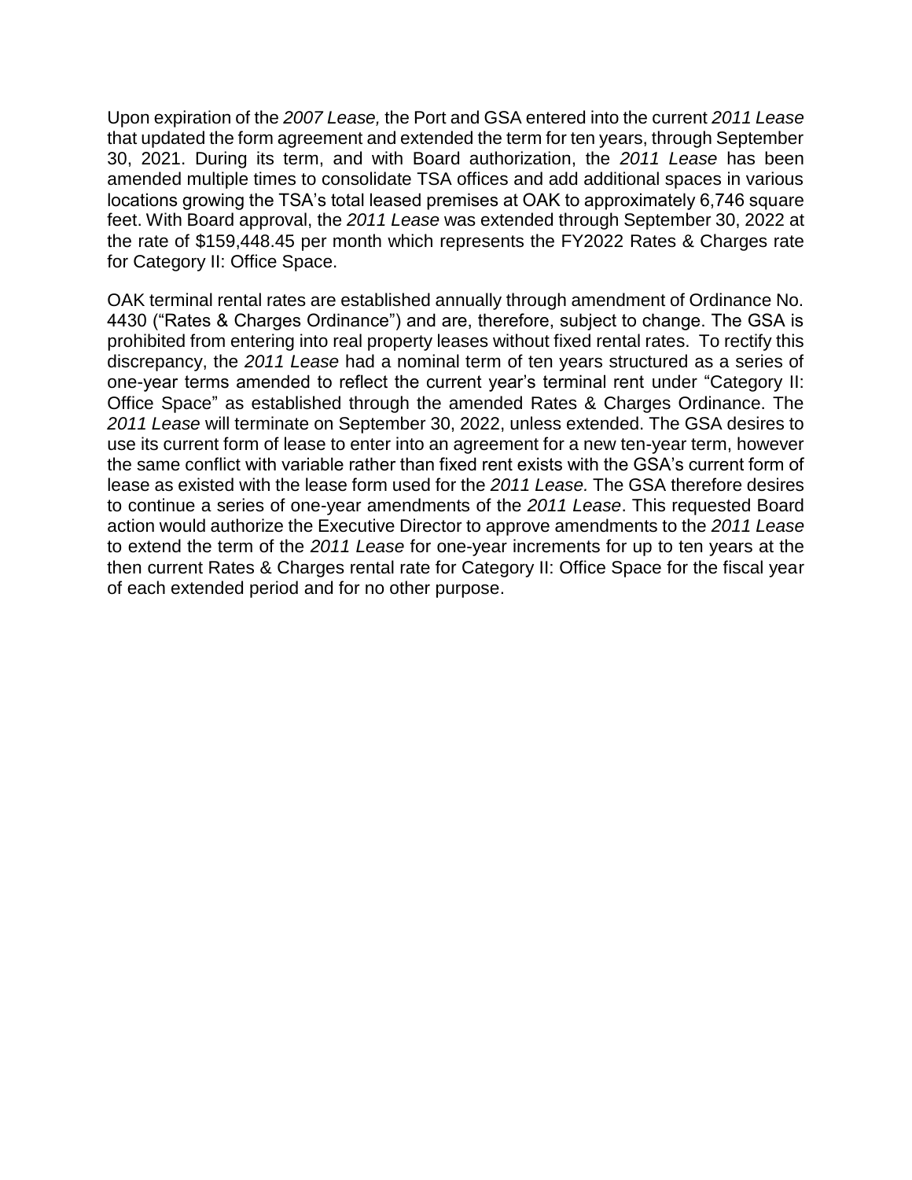Upon expiration of the *2007 Lease,* the Port and GSA entered into the current *2011 Lease* that updated the form agreement and extended the term for ten years, through September 30, 2021. During its term, and with Board authorization, the *2011 Lease* has been amended multiple times to consolidate TSA offices and add additional spaces in various locations growing the TSA's total leased premises at OAK to approximately 6,746 square feet. With Board approval, the *2011 Lease* was extended through September 30, 2022 at the rate of $159,448.45 per month which represents the FY2022 Rates & Charges rate for Category II: Office Space.

OAK terminal rental rates are established annually through amendment of Ordinance No. 4430 ("Rates & Charges Ordinance") and are, therefore, subject to change. The GSA is prohibited from entering into real property leases without fixed rental rates. To rectify this discrepancy, the *2011 Lease* had a nominal term of ten years structured as a series of one-year terms amended to reflect the current year's terminal rent under "Category II: Office Space" as established through the amended Rates & Charges Ordinance. The *2011 Lease* will terminate on September 30, 2022, unless extended. The GSA desires to use its current form of lease to enter into an agreement for a new ten-year term, however the same conflict with variable rather than fixed rent exists with the GSA's current form of lease as existed with the lease form used for the *2011 Lease.* The GSA therefore desires to continue a series of one-year amendments of the *2011 Lease*. This requested Board action would authorize the Executive Director to approve amendments to the *2011 Lease* to extend the term of the *2011 Lease* for one-year increments for up to ten years at the then current Rates & Charges rental rate for Category II: Office Space for the fiscal year of each extended period and for no other purpose.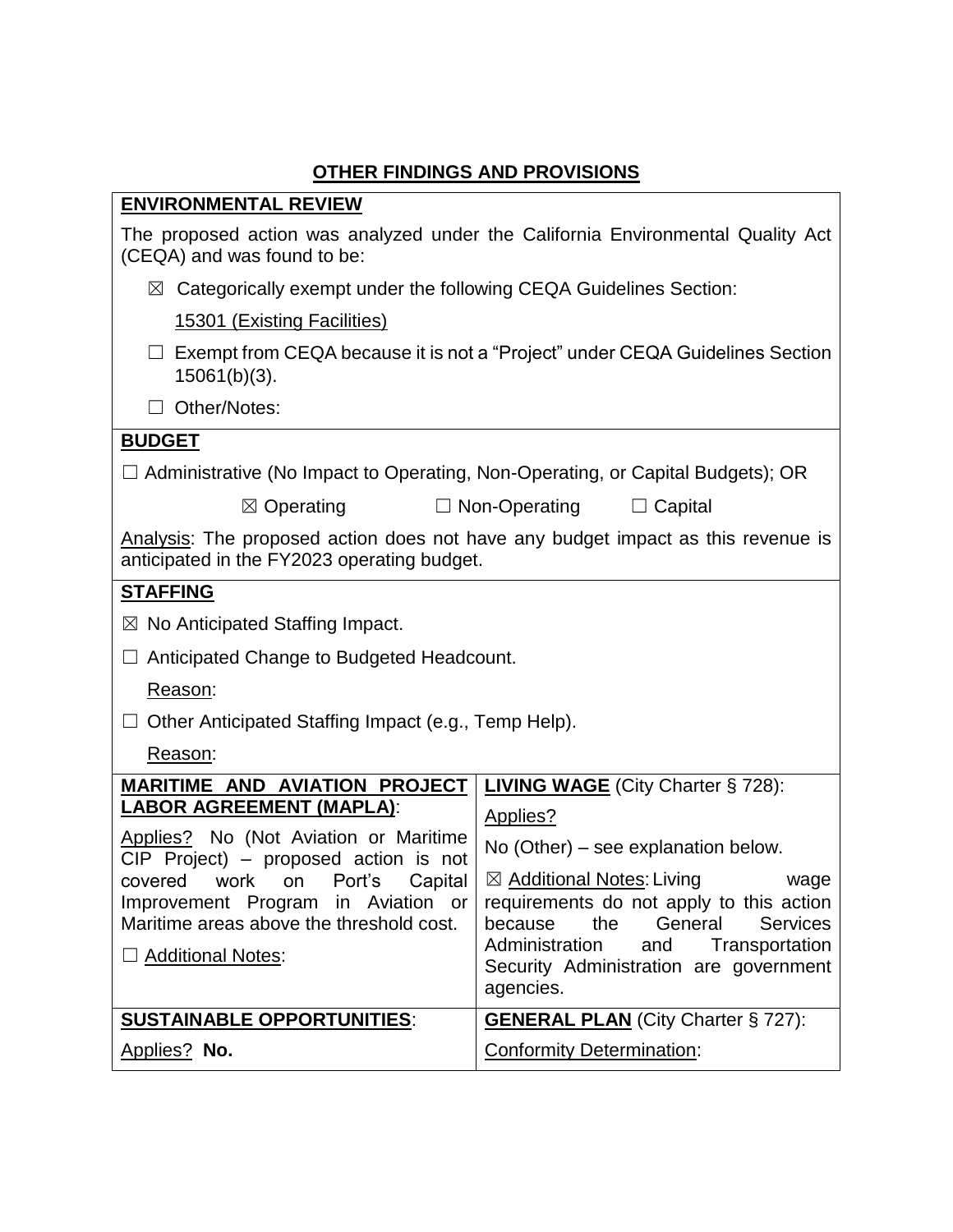## OTHER FINDINGS AND PROVISIONS

### ENVIRONMENTAL REVIEW

The proposed action was analyzed under the California Environmental Quality Act (CEQA) and was found to be:

- ☒ Categorically exempt under the following CEQA Guidelines Section:

  15301 (Existing Facilities)

- ☐ Exempt from CEQA because it is not a "Project" under CEQA Guidelines Section 15061(b)(3).
- ☐ Other/Notes:

### BUDGET

☐ Administrative (No Impact to Operating, Non-Operating, or Capital Budgets); OR

☒ Operating ☐ Non-Operating ☐ Capital

Analysis: The proposed action does not have any budget impact as this revenue is anticipated in the FY2023 operating budget.

### STAFFING

☒ No Anticipated Staffing Impact.

☐ Anticipated Change to Budgeted Headcount.

Reason:

☐ Other Anticipated Staffing Impact (e.g., Temp Help).

Reason:

| **MARITIME AND AVIATION PROJECT LABOR AGREEMENT (MAPLA)**: | **LIVING WAGE** (City Charter § 728): |
|---|---|
| Applies? No (Not Aviation or Maritime CIP Project) – proposed action is not covered work on Port's Capital Improvement Program in Aviation or Maritime areas above the threshold cost.<br><br>☐ Additional Notes: | Applies?<br><br>No (Other) – see explanation below.<br><br>☒ Additional Notes: Living wage requirements do not apply to this action because the General Services Administration and Transportation Security Administration are government agencies. |
| **SUSTAINABLE OPPORTUNITIES**: | **GENERAL PLAN** (City Charter § 727): |
| Applies? **No.** | Conformity Determination: |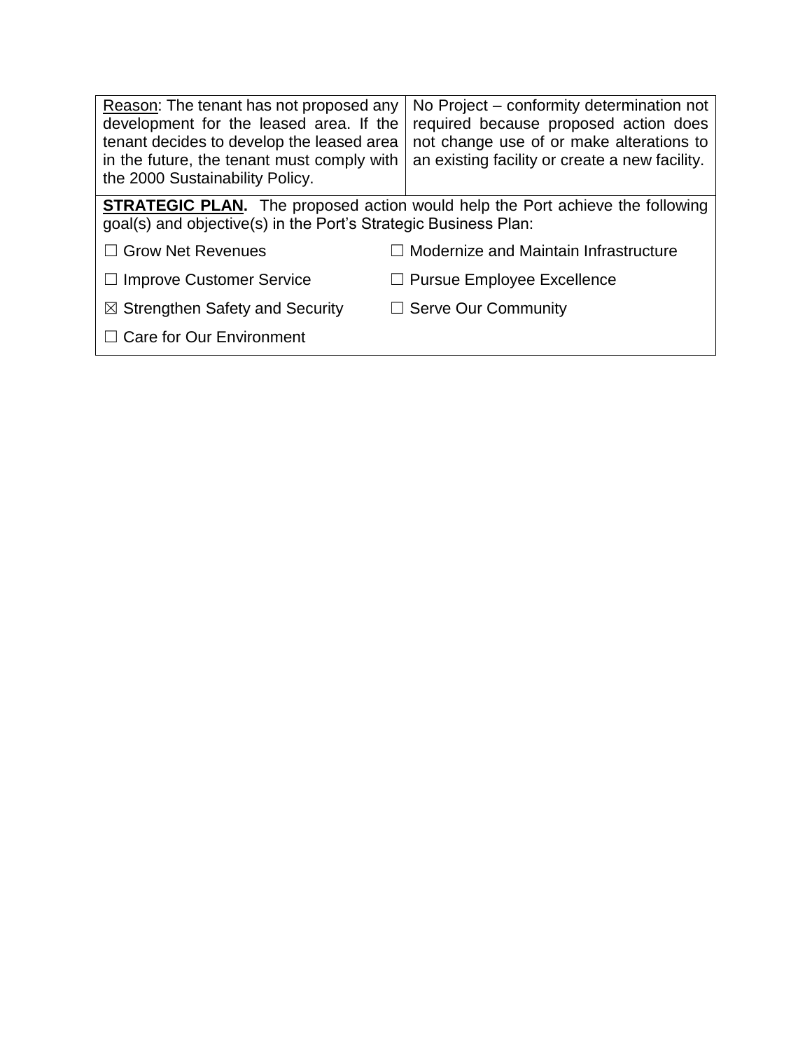| | |
|---|---|
| Reason: The tenant has not proposed any development for the leased area. If the tenant decides to develop the leased area in the future, the tenant must comply with the 2000 Sustainability Policy. | No Project – conformity determination not required because proposed action does not change use of or make alterations to an existing facility or create a new facility. |

**STRATEGIC PLAN.** The proposed action would help the Port achieve the following goal(s) and objective(s) in the Port's Strategic Business Plan:

| | |
|---|---|
| ☐ Grow Net Revenues | ☐ Modernize and Maintain Infrastructure |
| ☐ Improve Customer Service | ☐ Pursue Employee Excellence |
| ☒ Strengthen Safety and Security | ☐ Serve Our Community |
| ☐ Care for Our Environment | |